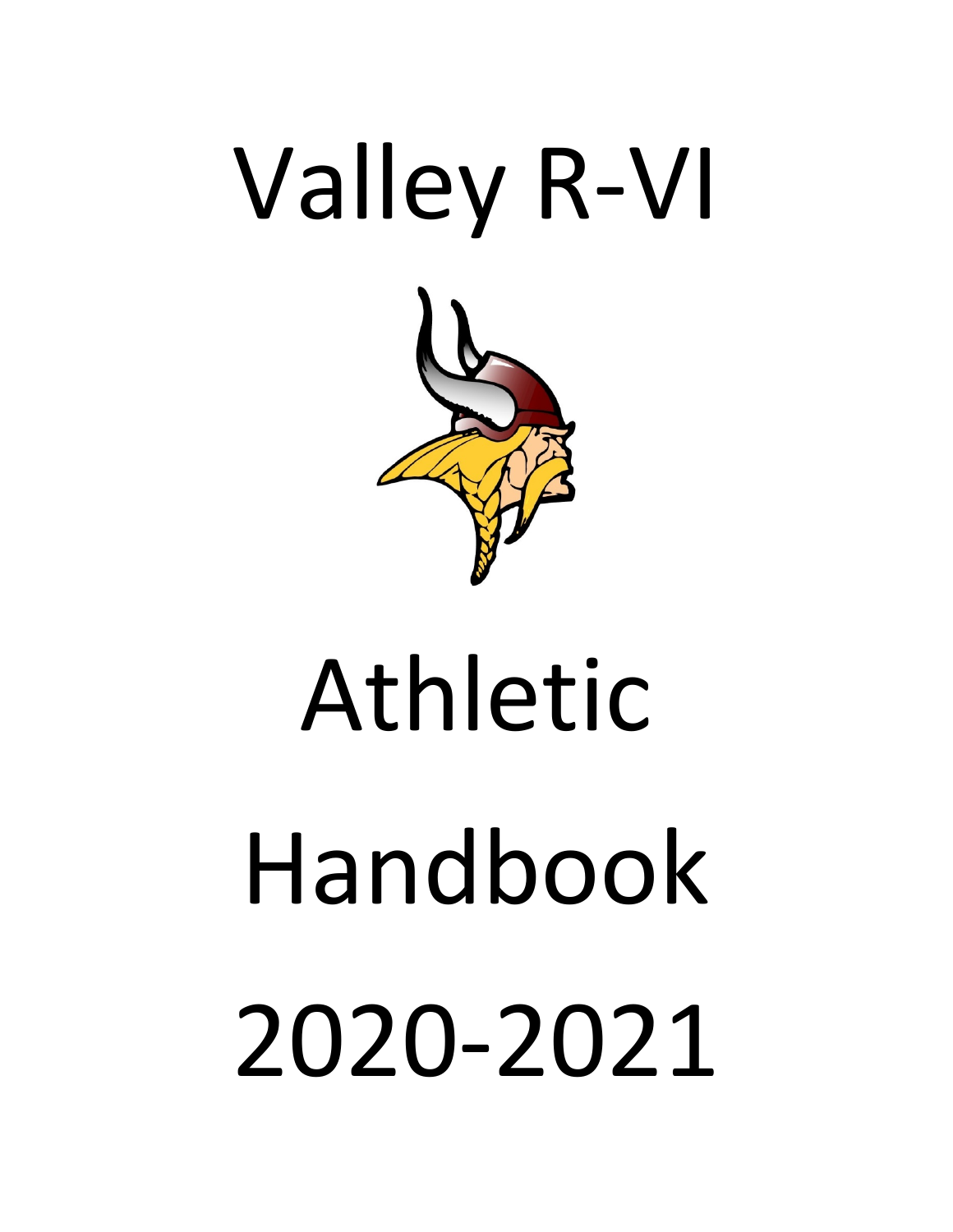# Valley R-VI

# Athletic Handbook 2020-2021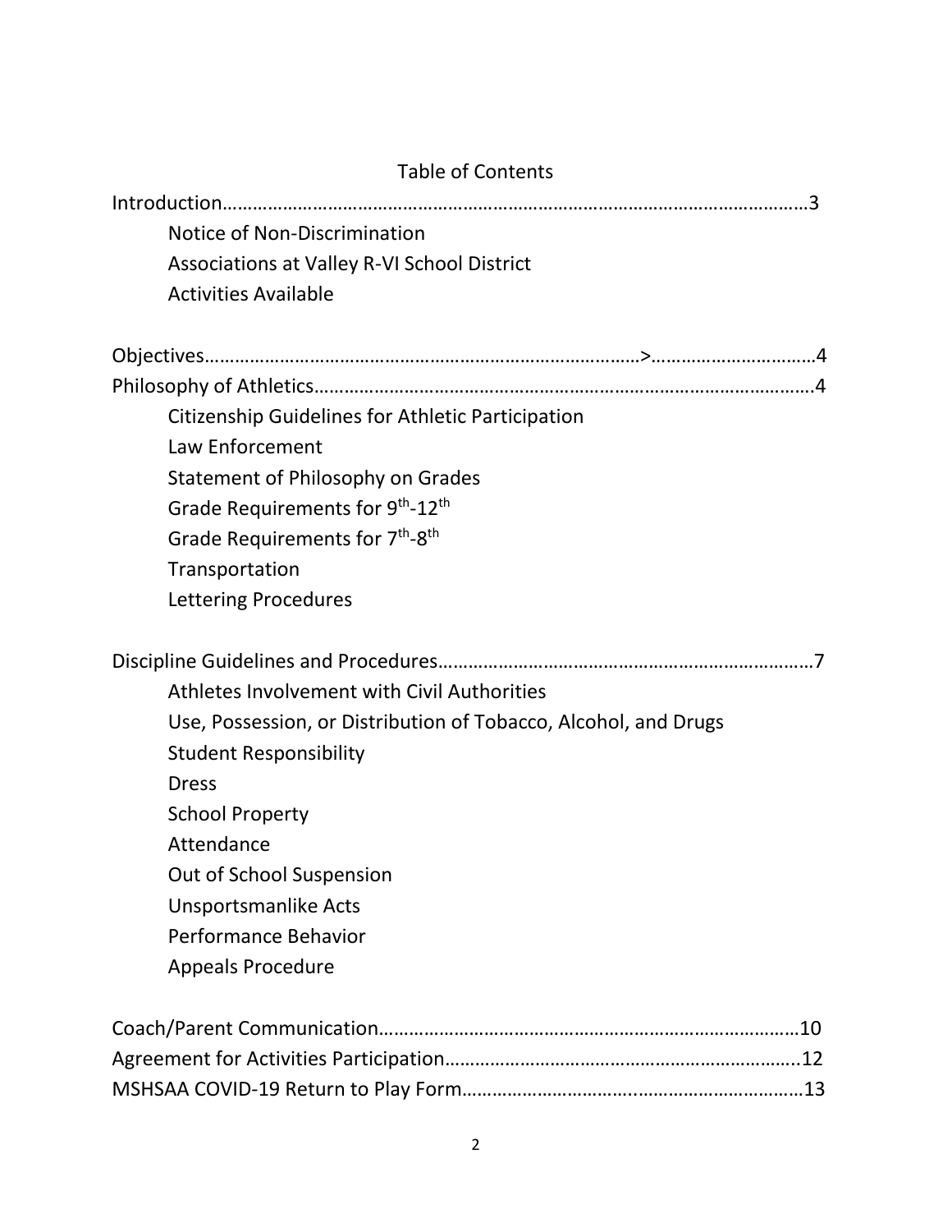# Table of Contents

Introduction…………………………………………………………………………………………………………3

- Notice of Non-Discrimination
- Associations at Valley R-VI School District
- Activities Available

Objectives……………………………………………………………………………>……………………………4

Philosophy of Athletics……………………………………………………………………………………………4

- Citizenship Guidelines for Athletic Participation
- Law Enforcement
- Statement of Philosophy on Grades
- Grade Requirements for 9th-12th
- Grade Requirements for 7th-8th
- Transportation
- Lettering Procedures

Discipline Guidelines and Procedures…………………………………………………………………7

- Athletes Involvement with Civil Authorities
- Use, Possession, or Distribution of Tobacco, Alcohol, and Drugs
- Student Responsibility
- Dress
- School Property
- Attendance
- Out of School Suspension
- Unsportsmanlike Acts
- Performance Behavior
- Appeals Procedure

Coach/Parent Communication…………………………………………………………………………10

Agreement for Activities Participation…………………………………………………………….12

MSHSAA COVID-19 Return to Play Form…………………………………………………………13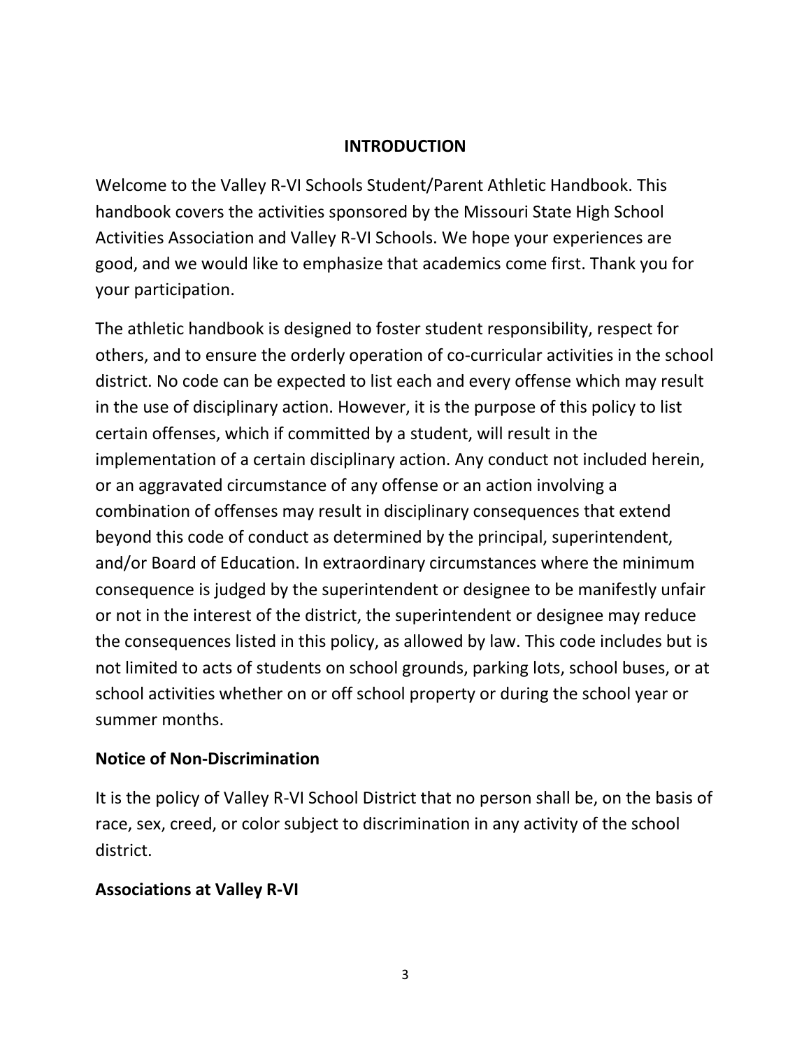## INTRODUCTION

Welcome to the Valley R-VI Schools Student/Parent Athletic Handbook. This handbook covers the activities sponsored by the Missouri State High School Activities Association and Valley R-VI Schools. We hope your experiences are good, and we would like to emphasize that academics come first. Thank you for your participation.

The athletic handbook is designed to foster student responsibility, respect for others, and to ensure the orderly operation of co-curricular activities in the school district. No code can be expected to list each and every offense which may result in the use of disciplinary action. However, it is the purpose of this policy to list certain offenses, which if committed by a student, will result in the implementation of a certain disciplinary action. Any conduct not included herein, or an aggravated circumstance of any offense or an action involving a combination of offenses may result in disciplinary consequences that extend beyond this code of conduct as determined by the principal, superintendent, and/or Board of Education. In extraordinary circumstances where the minimum consequence is judged by the superintendent or designee to be manifestly unfair or not in the interest of the district, the superintendent or designee may reduce the consequences listed in this policy, as allowed by law. This code includes but is not limited to acts of students on school grounds, parking lots, school buses, or at school activities whether on or off school property or during the school year or summer months.

### Notice of Non-Discrimination

It is the policy of Valley R-VI School District that no person shall be, on the basis of race, sex, creed, or color subject to discrimination in any activity of the school district.

### Associations at Valley R-VI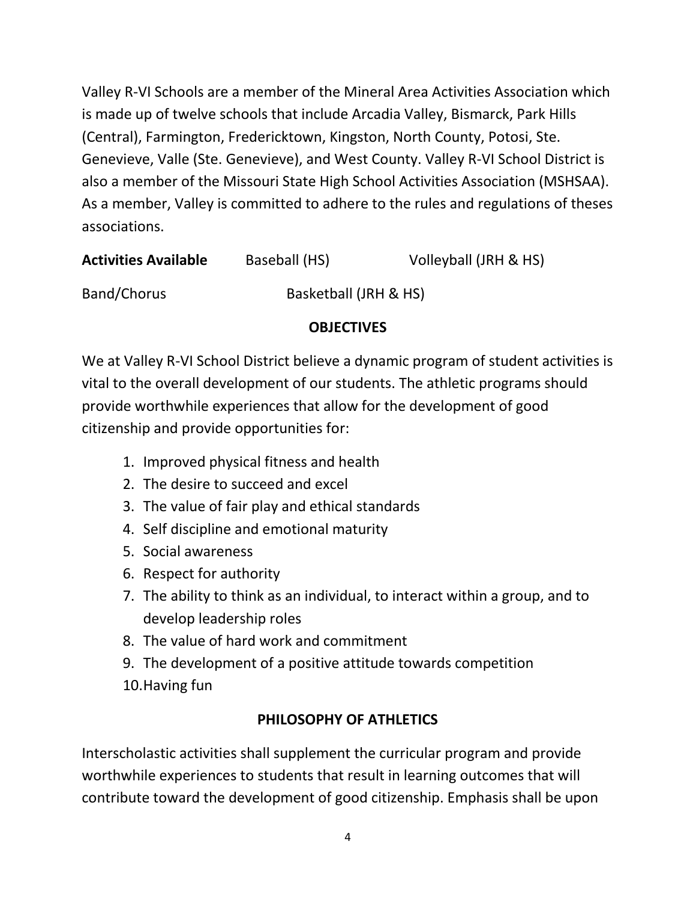Valley R-VI Schools are a member of the Mineral Area Activities Association which is made up of twelve schools that include Arcadia Valley, Bismarck, Park Hills (Central), Farmington, Fredericktown, Kingston, North County, Potosi, Ste. Genevieve, Valle (Ste. Genevieve), and West County. Valley R-VI School District is also a member of the Missouri State High School Activities Association (MSHSAA). As a member, Valley is committed to adhere to the rules and regulations of theses associations.

**Activities Available** Baseball (HS) Volleyball (JRH & HS)

Band/Chorus Basketball (JRH & HS)

## OBJECTIVES

We at Valley R-VI School District believe a dynamic program of student activities is vital to the overall development of our students. The athletic programs should provide worthwhile experiences that allow for the development of good citizenship and provide opportunities for:

1. Improved physical fitness and health
2. The desire to succeed and excel
3. The value of fair play and ethical standards
4. Self discipline and emotional maturity
5. Social awareness
6. Respect for authority
7. The ability to think as an individual, to interact within a group, and to develop leadership roles
8. The value of hard work and commitment
9. The development of a positive attitude towards competition
10. Having fun

## PHILOSOPHY OF ATHLETICS

Interscholastic activities shall supplement the curricular program and provide worthwhile experiences to students that result in learning outcomes that will contribute toward the development of good citizenship. Emphasis shall be upon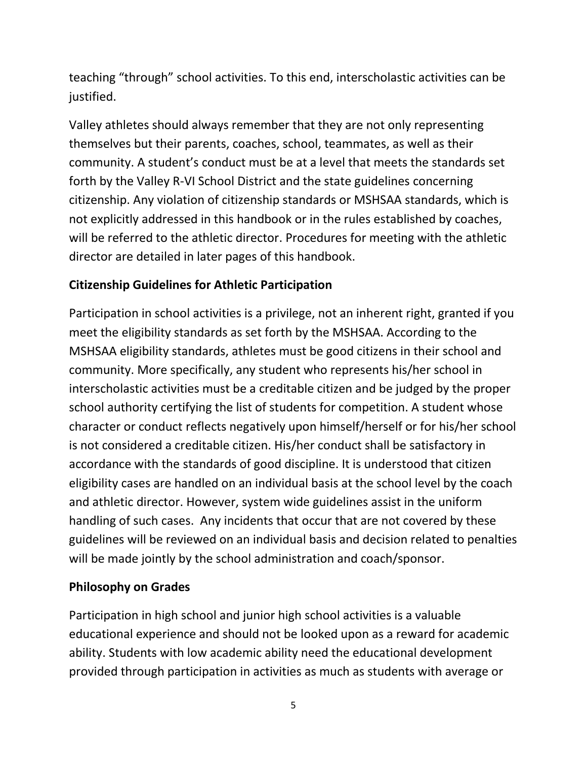teaching “through” school activities. To this end, interscholastic activities can be justified.

Valley athletes should always remember that they are not only representing themselves but their parents, coaches, school, teammates, as well as their community. A student’s conduct must be at a level that meets the standards set forth by the Valley R-VI School District and the state guidelines concerning citizenship. Any violation of citizenship standards or MSHSAA standards, which is not explicitly addressed in this handbook or in the rules established by coaches, will be referred to the athletic director. Procedures for meeting with the athletic director are detailed in later pages of this handbook.

**Citizenship Guidelines for Athletic Participation**

Participation in school activities is a privilege, not an inherent right, granted if you meet the eligibility standards as set forth by the MSHSAA. According to the MSHSAA eligibility standards, athletes must be good citizens in their school and community. More specifically, any student who represents his/her school in interscholastic activities must be a creditable citizen and be judged by the proper school authority certifying the list of students for competition. A student whose character or conduct reflects negatively upon himself/herself or for his/her school is not considered a creditable citizen. His/her conduct shall be satisfactory in accordance with the standards of good discipline. It is understood that citizen eligibility cases are handled on an individual basis at the school level by the coach and athletic director. However, system wide guidelines assist in the uniform handling of such cases. Any incidents that occur that are not covered by these guidelines will be reviewed on an individual basis and decision related to penalties will be made jointly by the school administration and coach/sponsor.

**Philosophy on Grades**

Participation in high school and junior high school activities is a valuable educational experience and should not be looked upon as a reward for academic ability. Students with low academic ability need the educational development provided through participation in activities as much as students with average or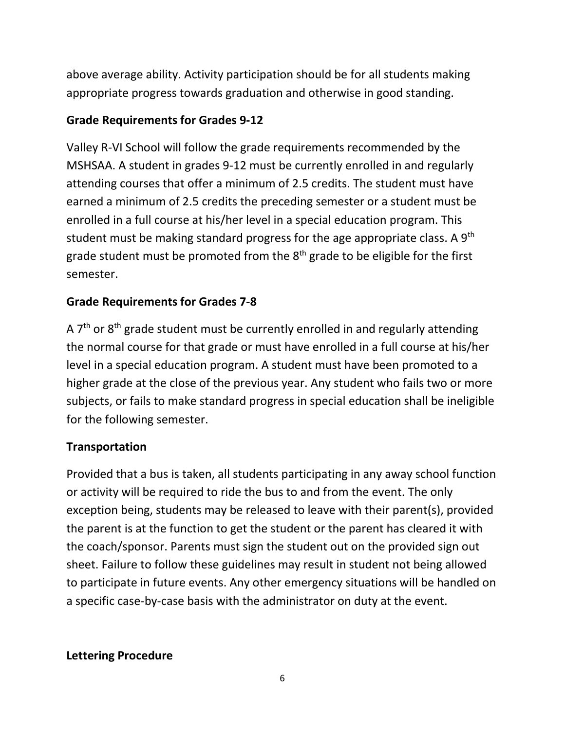above average ability. Activity participation should be for all students making appropriate progress towards graduation and otherwise in good standing.

**Grade Requirements for Grades 9-12**

Valley R-VI School will follow the grade requirements recommended by the MSHSAA. A student in grades 9-12 must be currently enrolled in and regularly attending courses that offer a minimum of 2.5 credits. The student must have earned a minimum of 2.5 credits the preceding semester or a student must be enrolled in a full course at his/her level in a special education program. This student must be making standard progress for the age appropriate class. A 9th grade student must be promoted from the 8th grade to be eligible for the first semester.

**Grade Requirements for Grades 7-8**

A 7th or 8th grade student must be currently enrolled in and regularly attending the normal course for that grade or must have enrolled in a full course at his/her level in a special education program. A student must have been promoted to a higher grade at the close of the previous year. Any student who fails two or more subjects, or fails to make standard progress in special education shall be ineligible for the following semester.

**Transportation**

Provided that a bus is taken, all students participating in any away school function or activity will be required to ride the bus to and from the event. The only exception being, students may be released to leave with their parent(s), provided the parent is at the function to get the student or the parent has cleared it with the coach/sponsor. Parents must sign the student out on the provided sign out sheet. Failure to follow these guidelines may result in student not being allowed to participate in future events. Any other emergency situations will be handled on a specific case-by-case basis with the administrator on duty at the event.

**Lettering Procedure**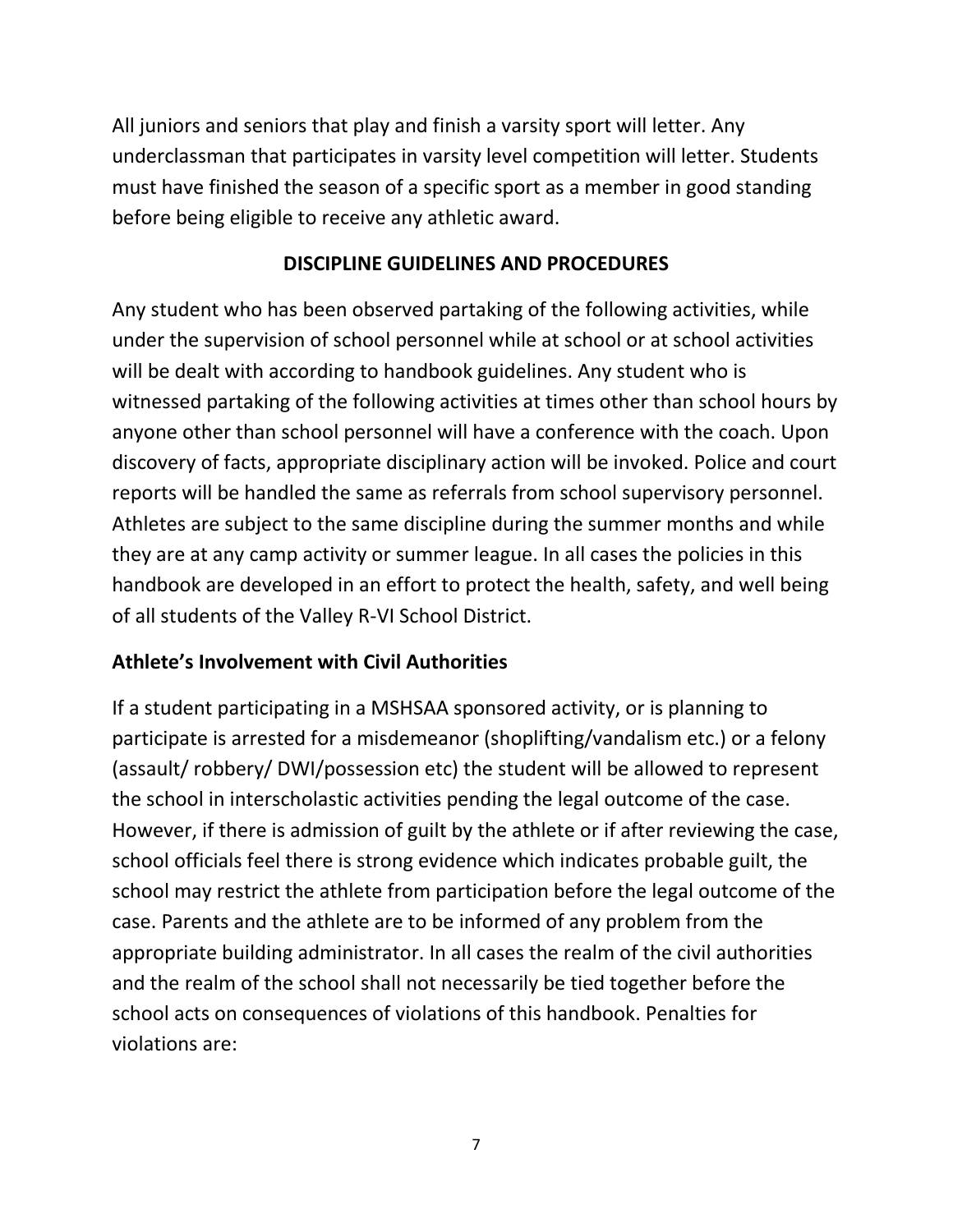All juniors and seniors that play and finish a varsity sport will letter. Any underclassman that participates in varsity level competition will letter. Students must have finished the season of a specific sport as a member in good standing before being eligible to receive any athletic award.

## DISCIPLINE GUIDELINES AND PROCEDURES

Any student who has been observed partaking of the following activities, while under the supervision of school personnel while at school or at school activities will be dealt with according to handbook guidelines. Any student who is witnessed partaking of the following activities at times other than school hours by anyone other than school personnel will have a conference with the coach. Upon discovery of facts, appropriate disciplinary action will be invoked. Police and court reports will be handled the same as referrals from school supervisory personnel. Athletes are subject to the same discipline during the summer months and while they are at any camp activity or summer league. In all cases the policies in this handbook are developed in an effort to protect the health, safety, and well being of all students of the Valley R-VI School District.

### Athlete's Involvement with Civil Authorities

If a student participating in a MSHSAA sponsored activity, or is planning to participate is arrested for a misdemeanor (shoplifting/vandalism etc.) or a felony (assault/ robbery/ DWI/possession etc) the student will be allowed to represent the school in interscholastic activities pending the legal outcome of the case. However, if there is admission of guilt by the athlete or if after reviewing the case, school officials feel there is strong evidence which indicates probable guilt, the school may restrict the athlete from participation before the legal outcome of the case. Parents and the athlete are to be informed of any problem from the appropriate building administrator. In all cases the realm of the civil authorities and the realm of the school shall not necessarily be tied together before the school acts on consequences of violations of this handbook. Penalties for violations are: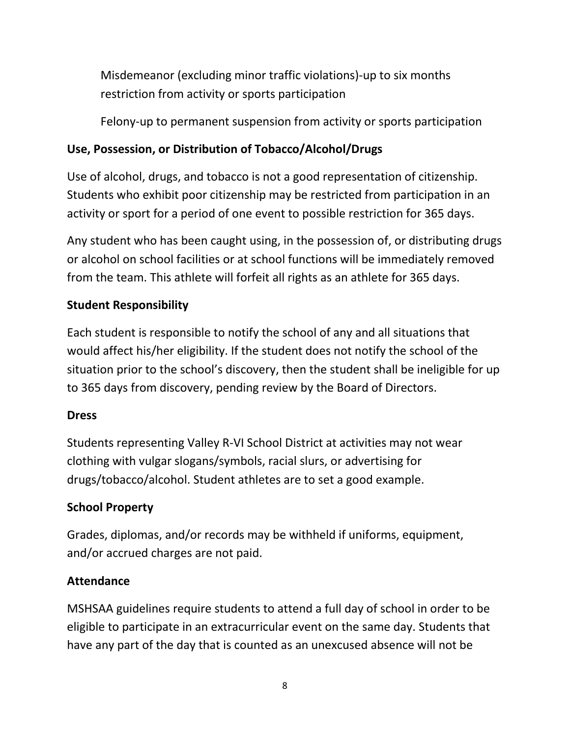Misdemeanor (excluding minor traffic violations)-up to six months restriction from activity or sports participation

Felony-up to permanent suspension from activity or sports participation

**Use, Possession, or Distribution of Tobacco/Alcohol/Drugs**

Use of alcohol, drugs, and tobacco is not a good representation of citizenship. Students who exhibit poor citizenship may be restricted from participation in an activity or sport for a period of one event to possible restriction for 365 days.

Any student who has been caught using, in the possession of, or distributing drugs or alcohol on school facilities or at school functions will be immediately removed from the team. This athlete will forfeit all rights as an athlete for 365 days.

**Student Responsibility**

Each student is responsible to notify the school of any and all situations that would affect his/her eligibility. If the student does not notify the school of the situation prior to the school's discovery, then the student shall be ineligible for up to 365 days from discovery, pending review by the Board of Directors.

**Dress**

Students representing Valley R-VI School District at activities may not wear clothing with vulgar slogans/symbols, racial slurs, or advertising for drugs/tobacco/alcohol. Student athletes are to set a good example.

**School Property**

Grades, diplomas, and/or records may be withheld if uniforms, equipment, and/or accrued charges are not paid.

**Attendance**

MSHSAA guidelines require students to attend a full day of school in order to be eligible to participate in an extracurricular event on the same day. Students that have any part of the day that is counted as an unexcused absence will not be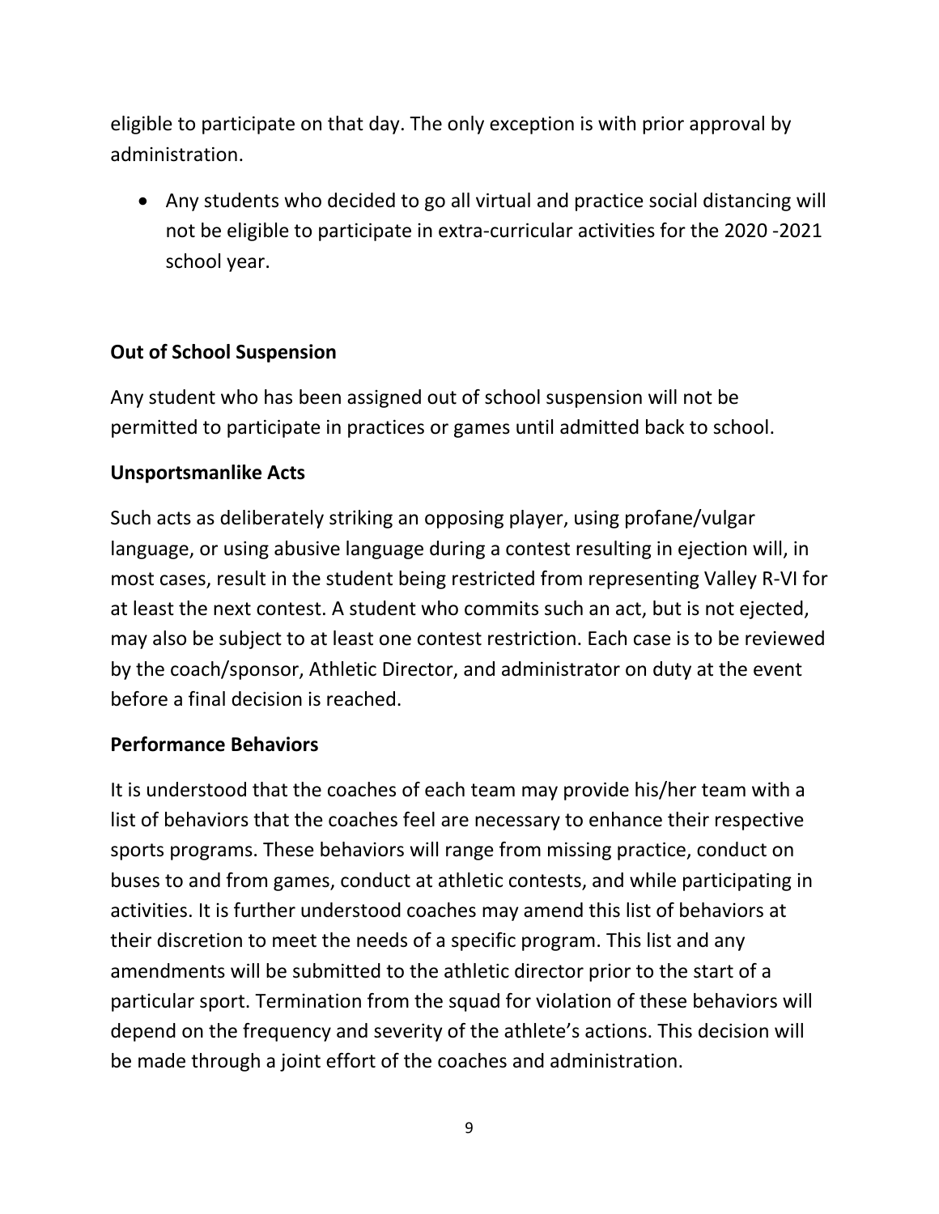eligible to participate on that day. The only exception is with prior approval by administration.

- Any students who decided to go all virtual and practice social distancing will not be eligible to participate in extra-curricular activities for the 2020 -2021 school year.

**Out of School Suspension**

Any student who has been assigned out of school suspension will not be permitted to participate in practices or games until admitted back to school.

**Unsportsmanlike Acts**

Such acts as deliberately striking an opposing player, using profane/vulgar language, or using abusive language during a contest resulting in ejection will, in most cases, result in the student being restricted from representing Valley R-VI for at least the next contest. A student who commits such an act, but is not ejected, may also be subject to at least one contest restriction. Each case is to be reviewed by the coach/sponsor, Athletic Director, and administrator on duty at the event before a final decision is reached.

**Performance Behaviors**

It is understood that the coaches of each team may provide his/her team with a list of behaviors that the coaches feel are necessary to enhance their respective sports programs. These behaviors will range from missing practice, conduct on buses to and from games, conduct at athletic contests, and while participating in activities. It is further understood coaches may amend this list of behaviors at their discretion to meet the needs of a specific program. This list and any amendments will be submitted to the athletic director prior to the start of a particular sport. Termination from the squad for violation of these behaviors will depend on the frequency and severity of the athlete's actions. This decision will be made through a joint effort of the coaches and administration.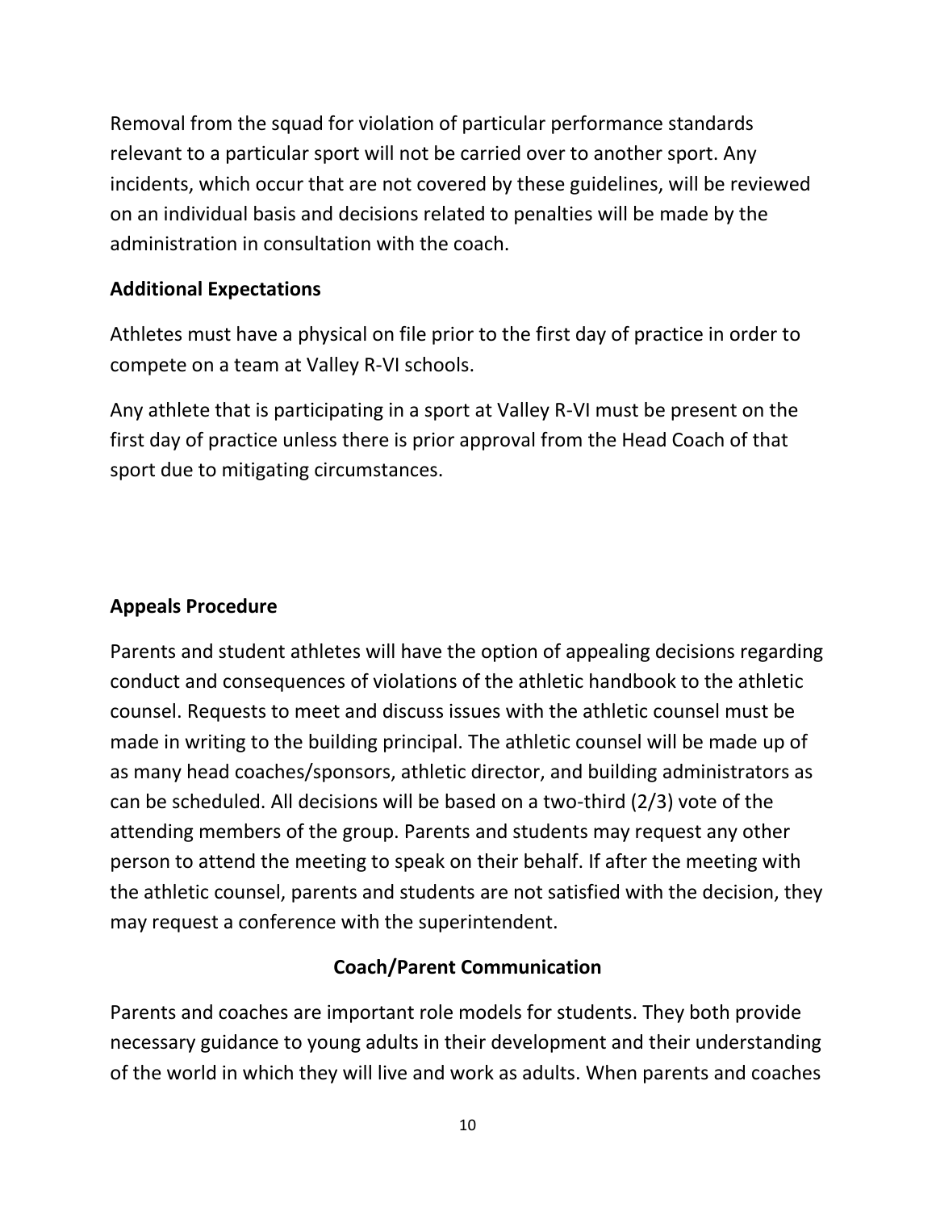Removal from the squad for violation of particular performance standards relevant to a particular sport will not be carried over to another sport. Any incidents, which occur that are not covered by these guidelines, will be reviewed on an individual basis and decisions related to penalties will be made by the administration in consultation with the coach.

**Additional Expectations**

Athletes must have a physical on file prior to the first day of practice in order to compete on a team at Valley R-VI schools.

Any athlete that is participating in a sport at Valley R-VI must be present on the first day of practice unless there is prior approval from the Head Coach of that sport due to mitigating circumstances.

**Appeals Procedure**

Parents and student athletes will have the option of appealing decisions regarding conduct and consequences of violations of the athletic handbook to the athletic counsel. Requests to meet and discuss issues with the athletic counsel must be made in writing to the building principal. The athletic counsel will be made up of as many head coaches/sponsors, athletic director, and building administrators as can be scheduled. All decisions will be based on a two-third (2/3) vote of the attending members of the group. Parents and students may request any other person to attend the meeting to speak on their behalf. If after the meeting with the athletic counsel, parents and students are not satisfied with the decision, they may request a conference with the superintendent.

**Coach/Parent Communication**

Parents and coaches are important role models for students. They both provide necessary guidance to young adults in their development and their understanding of the world in which they will live and work as adults. When parents and coaches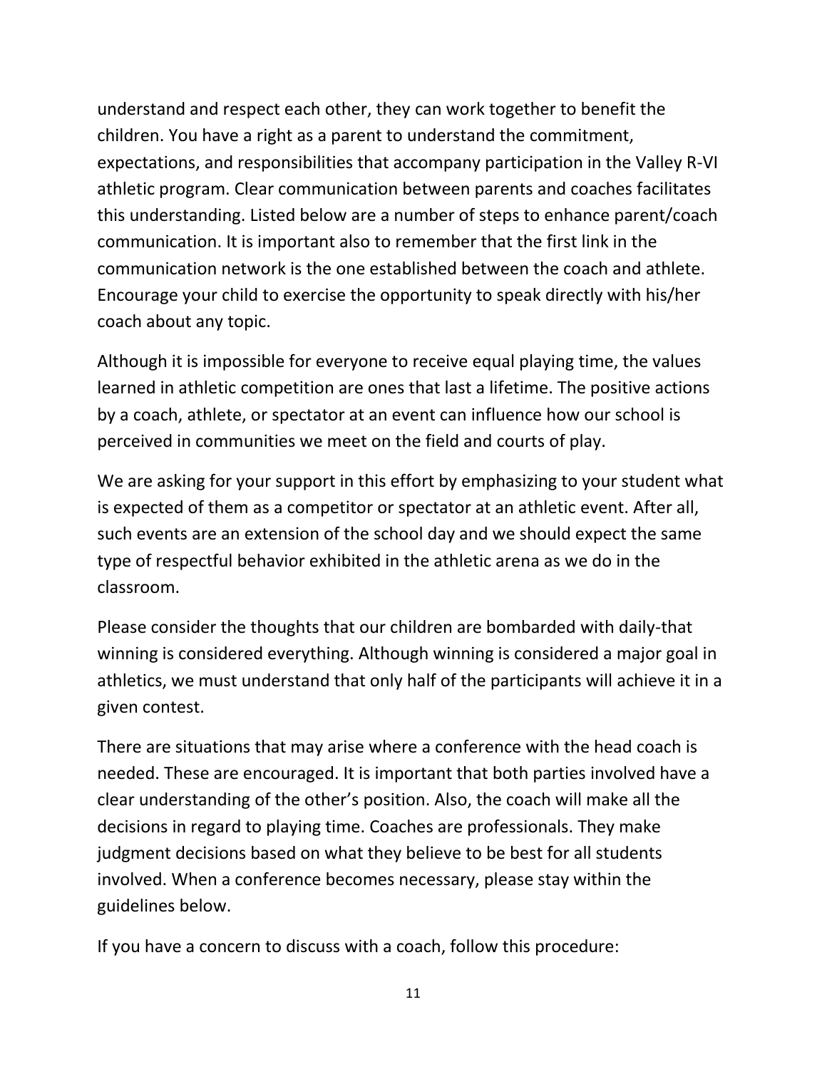understand and respect each other, they can work together to benefit the children. You have a right as a parent to understand the commitment, expectations, and responsibilities that accompany participation in the Valley R-VI athletic program. Clear communication between parents and coaches facilitates this understanding. Listed below are a number of steps to enhance parent/coach communication. It is important also to remember that the first link in the communication network is the one established between the coach and athlete. Encourage your child to exercise the opportunity to speak directly with his/her coach about any topic.

Although it is impossible for everyone to receive equal playing time, the values learned in athletic competition are ones that last a lifetime. The positive actions by a coach, athlete, or spectator at an event can influence how our school is perceived in communities we meet on the field and courts of play.

We are asking for your support in this effort by emphasizing to your student what is expected of them as a competitor or spectator at an athletic event. After all, such events are an extension of the school day and we should expect the same type of respectful behavior exhibited in the athletic arena as we do in the classroom.

Please consider the thoughts that our children are bombarded with daily-that winning is considered everything. Although winning is considered a major goal in athletics, we must understand that only half of the participants will achieve it in a given contest.

There are situations that may arise where a conference with the head coach is needed. These are encouraged. It is important that both parties involved have a clear understanding of the other's position. Also, the coach will make all the decisions in regard to playing time. Coaches are professionals. They make judgment decisions based on what they believe to be best for all students involved. When a conference becomes necessary, please stay within the guidelines below.

If you have a concern to discuss with a coach, follow this procedure: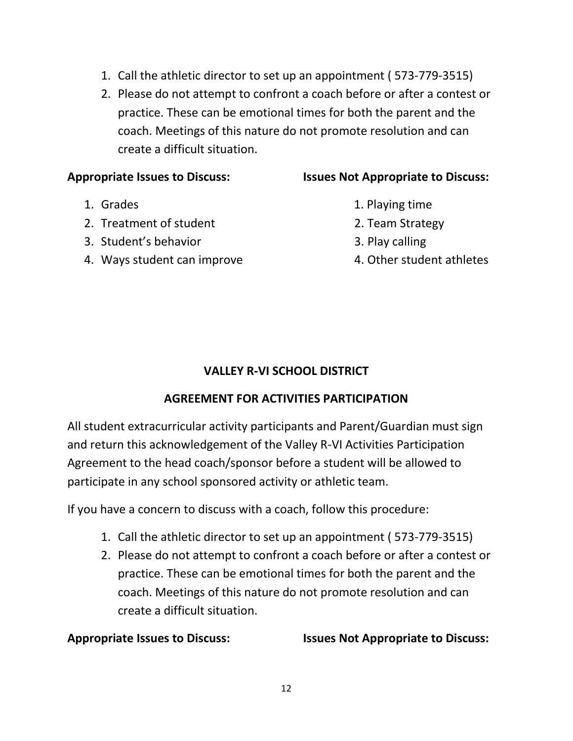1. Call the athletic director to set up an appointment ( 573-779-3515)
2. Please do not attempt to confront a coach before or after a contest or practice. These can be emotional times for both the parent and the coach. Meetings of this nature do not promote resolution and can create a difficult situation.

| **Appropriate Issues to Discuss:** | **Issues Not Appropriate to Discuss:** |
| --- | --- |
| 1. Grades | 1. Playing time |
| 2. Treatment of student | 2. Team Strategy |
| 3. Student's behavior | 3. Play calling |
| 4. Ways student can improve | 4. Other student athletes |

## VALLEY R-VI SCHOOL DISTRICT

## AGREEMENT FOR ACTIVITIES PARTICIPATION

All student extracurricular activity participants and Parent/Guardian must sign and return this acknowledgement of the Valley R-VI Activities Participation Agreement to the head coach/sponsor before a student will be allowed to participate in any school sponsored activity or athletic team.

If you have a concern to discuss with a coach, follow this procedure:

1. Call the athletic director to set up an appointment ( 573-779-3515)
2. Please do not attempt to confront a coach before or after a contest or practice. These can be emotional times for both the parent and the coach. Meetings of this nature do not promote resolution and can create a difficult situation.

**Appropriate Issues to Discuss:** **Issues Not Appropriate to Discuss:**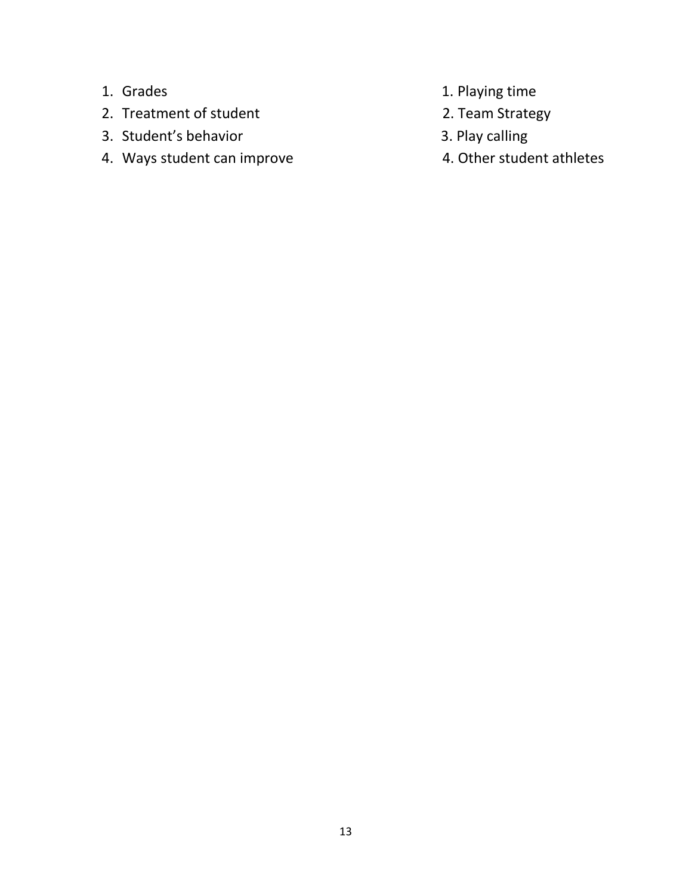1. Grades
2. Treatment of student
3. Student's behavior
4. Ways student can improve

1. Playing time
2. Team Strategy
3. Play calling
4. Other student athletes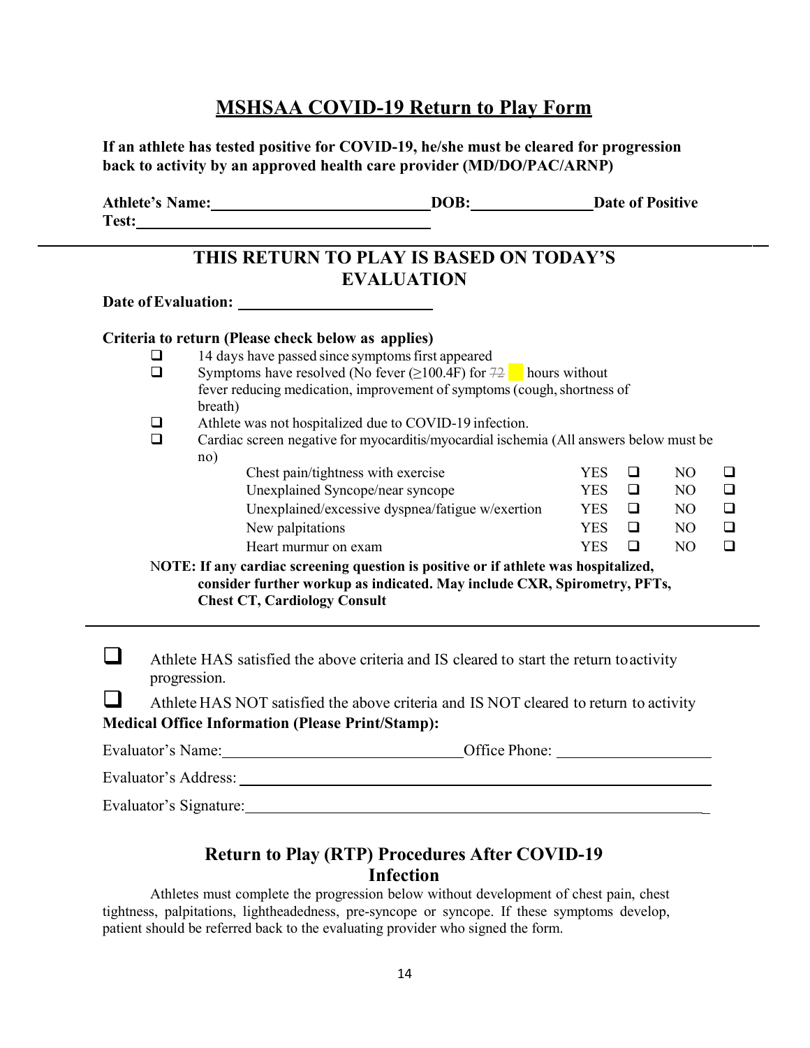# MSHSAA COVID-19 Return to Play Form

**If an athlete has tested positive for COVID-19, he/she must be cleared for progression back to activity by an approved health care provider (MD/DO/PAC/ARNP)**

**Athlete's Name:** ______________________ **DOB:** ______________ **Date of Positive Test:** ______________________

---

## THIS RETURN TO PLAY IS BASED ON TODAY'S EVALUATION

**Date of Evaluation:** ______________________

**Criteria to return (Please check below as applies)**

- ☐ 14 days have passed since symptoms first appeared
- ☐ Symptoms have resolved (No fever (≥100.4F) for ~~72~~ hours without fever reducing medication, improvement of symptoms (cough, shortness of breath)
- ☐ Athlete was not hospitalized due to COVID-19 infection.
- ☐ Cardiac screen negative for myocarditis/myocardial ischemia (All answers below must be no)

| | | | | |
|---|---|---|---|---|
| Chest pain/tightness with exercise | YES | ☐ | NO | ☐ |
| Unexplained Syncope/near syncope | YES | ☐ | NO | ☐ |
| Unexplained/excessive dyspnea/fatigue w/exertion | YES | ☐ | NO | ☐ |
| New palpitations | YES | ☐ | NO | ☐ |
| Heart murmur on exam | YES | ☐ | NO | ☐ |

**NOTE: If any cardiac screening question is positive or if athlete was hospitalized, consider further workup as indicated. May include CXR, Spirometry, PFTs, Chest CT, Cardiology Consult**

---

☐ Athlete HAS satisfied the above criteria and IS cleared to start the return to activity progression.

☐ Athlete HAS NOT satisfied the above criteria and IS NOT cleared to return to activity

**Medical Office Information (Please Print/Stamp):**

Evaluator's Name: ______________________ Office Phone: ______________

Evaluator's Address: ______________________________________________

Evaluator's Signature: ____________________________________________

## Return to Play (RTP) Procedures After COVID-19 Infection

Athletes must complete the progression below without development of chest pain, chest tightness, palpitations, lightheadedness, pre-syncope or syncope. If these symptoms develop, patient should be referred back to the evaluating provider who signed the form.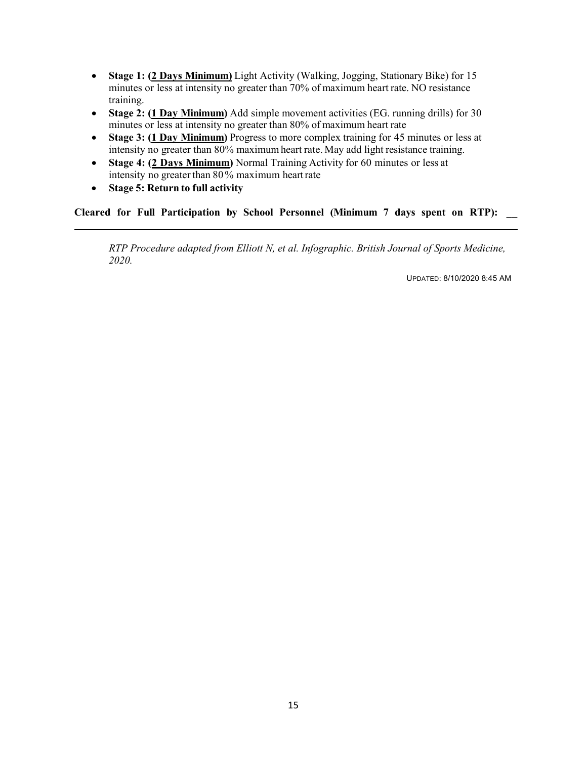- **Stage 1: (2 Days Minimum)** Light Activity (Walking, Jogging, Stationary Bike) for 15 minutes or less at intensity no greater than 70% of maximum heart rate. NO resistance training.
- **Stage 2: (1 Day Minimum)** Add simple movement activities (EG. running drills) for 30 minutes or less at intensity no greater than 80% of maximum heart rate
- **Stage 3: (1 Day Minimum)** Progress to more complex training for 45 minutes or less at intensity no greater than 80% maximum heart rate. May add light resistance training.
- **Stage 4: (2 Days Minimum)** Normal Training Activity for 60 minutes or less at intensity no greater than 80% maximum heart rate
- **Stage 5: Return to full activity**

**Cleared for Full Participation by School Personnel (Minimum 7 days spent on RTP): __**

---

*RTP Procedure adapted from Elliott N, et al. Infographic. British Journal of Sports Medicine, 2020.*

UPDATED: 8/10/2020 8:45 AM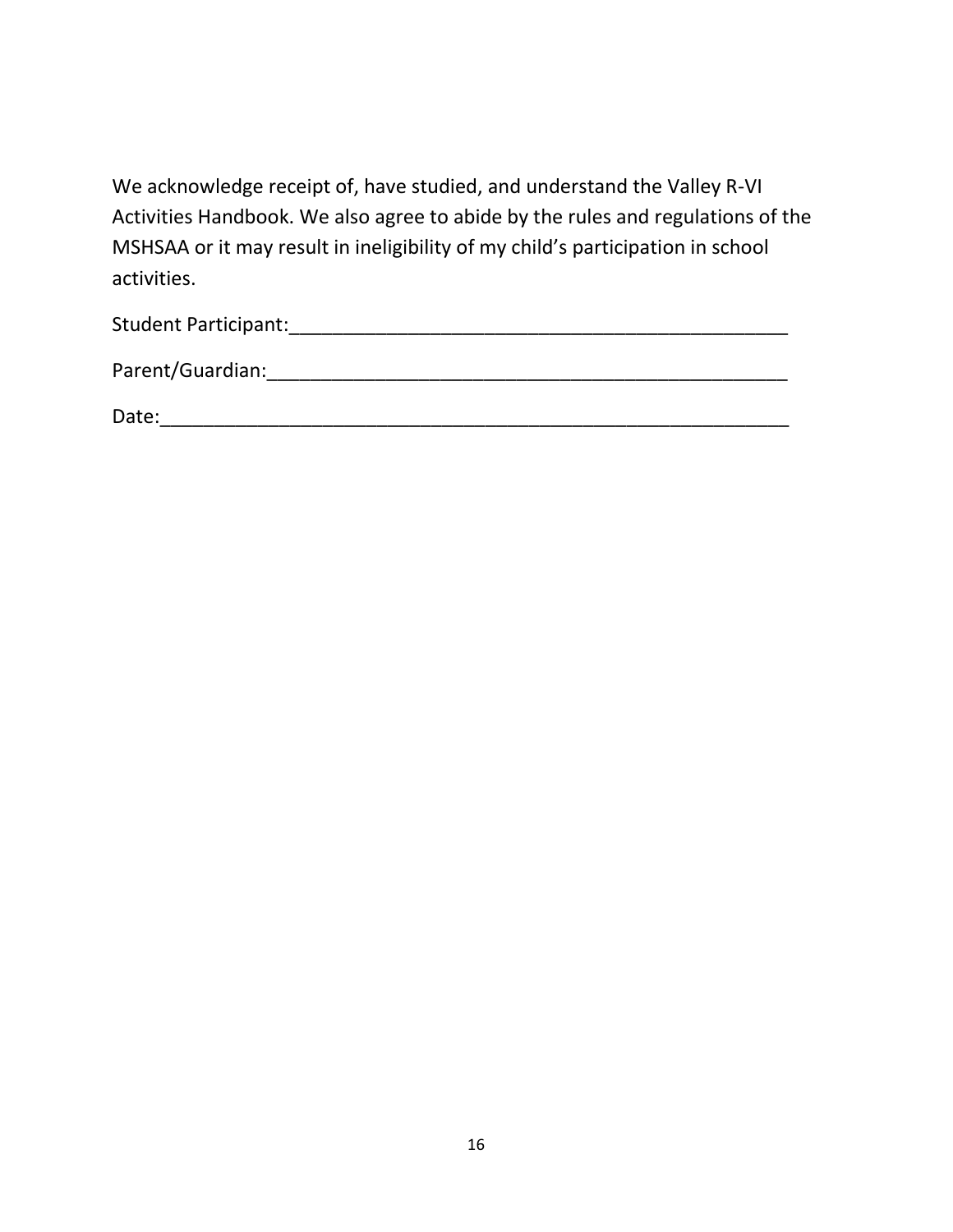We acknowledge receipt of, have studied, and understand the Valley R-VI Activities Handbook. We also agree to abide by the rules and regulations of the MSHSAA or it may result in ineligibility of my child's participation in school activities.

Student Participant:_______________________________________________

Parent/Guardian:_________________________________________________

Date:___________________________________________________________